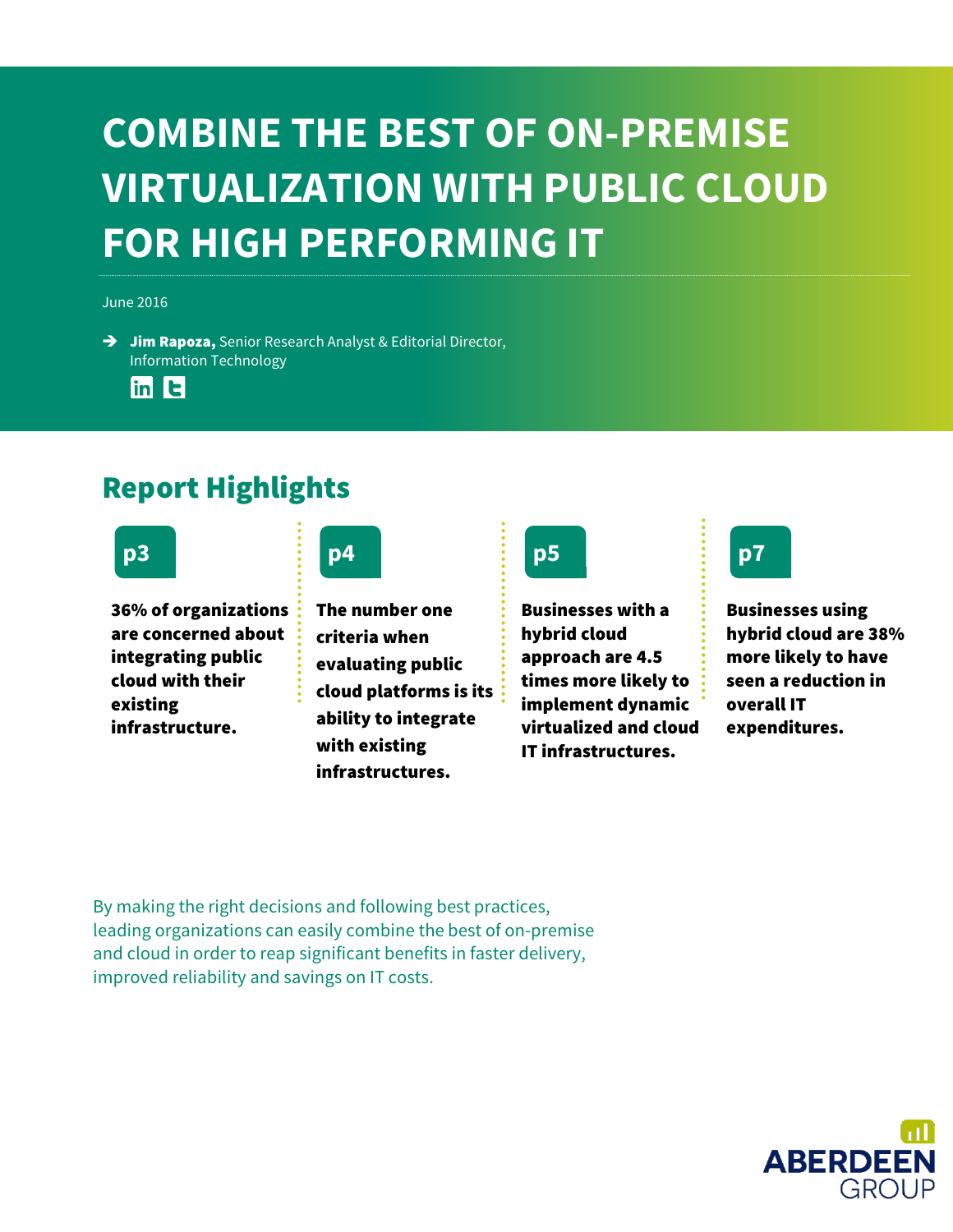# COMBINE THE BEST OF ON-PREMISE VIRTUALIZATION WITH PUBLIC CLOUD FOR HIGH PERFORMING IT

June 2016

→ **Jim Rapoza,** Senior Research Analyst & Editorial Director, Information Technology

## Report Highlights

**p3**

**36% of organizations are concerned about integrating public cloud with their existing infrastructure.**

**p4**

**The number one criteria when evaluating public cloud platforms is its ability to integrate with existing infrastructures.**

**p5**

**Businesses with a hybrid cloud approach are 4.5 times more likely to implement dynamic virtualized and cloud IT infrastructures.**

**p7**

**Businesses using hybrid cloud are 38% more likely to have seen a reduction in overall IT expenditures.**

By making the right decisions and following best practices, leading organizations can easily combine the best of on-premise and cloud in order to reap significant benefits in faster delivery, improved reliability and savings on IT costs.

ABERDEEN GROUP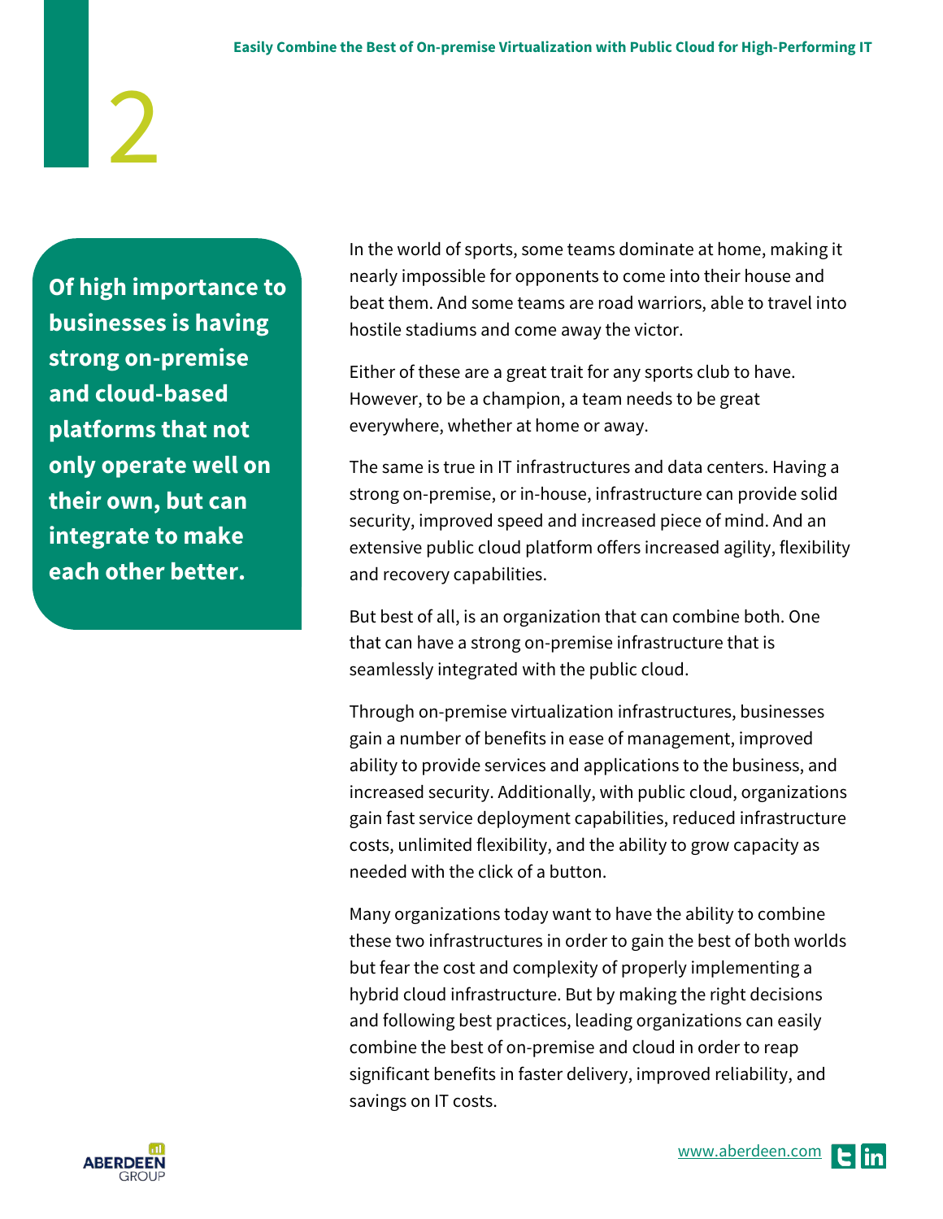# 2

**Of high importance to businesses is having strong on-premise and cloud-based platforms that not only operate well on their own, but can integrate to make each other better.**

In the world of sports, some teams dominate at home, making it nearly impossible for opponents to come into their house and beat them. And some teams are road warriors, able to travel into hostile stadiums and come away the victor.

Either of these are a great trait for any sports club to have. However, to be a champion, a team needs to be great everywhere, whether at home or away.

The same is true in IT infrastructures and data centers. Having a strong on-premise, or in-house, infrastructure can provide solid security, improved speed and increased piece of mind. And an extensive public cloud platform offers increased agility, flexibility and recovery capabilities.

But best of all, is an organization that can combine both. One that can have a strong on-premise infrastructure that is seamlessly integrated with the public cloud.

Through on-premise virtualization infrastructures, businesses gain a number of benefits in ease of management, improved ability to provide services and applications to the business, and increased security. Additionally, with public cloud, organizations gain fast service deployment capabilities, reduced infrastructure costs, unlimited flexibility, and the ability to grow capacity as needed with the click of a button.

Many organizations today want to have the ability to combine these two infrastructures in order to gain the best of both worlds but fear the cost and complexity of properly implementing a hybrid cloud infrastructure. But by making the right decisions and following best practices, leading organizations can easily combine the best of on-premise and cloud in order to reap significant benefits in faster delivery, improved reliability, and savings on IT costs.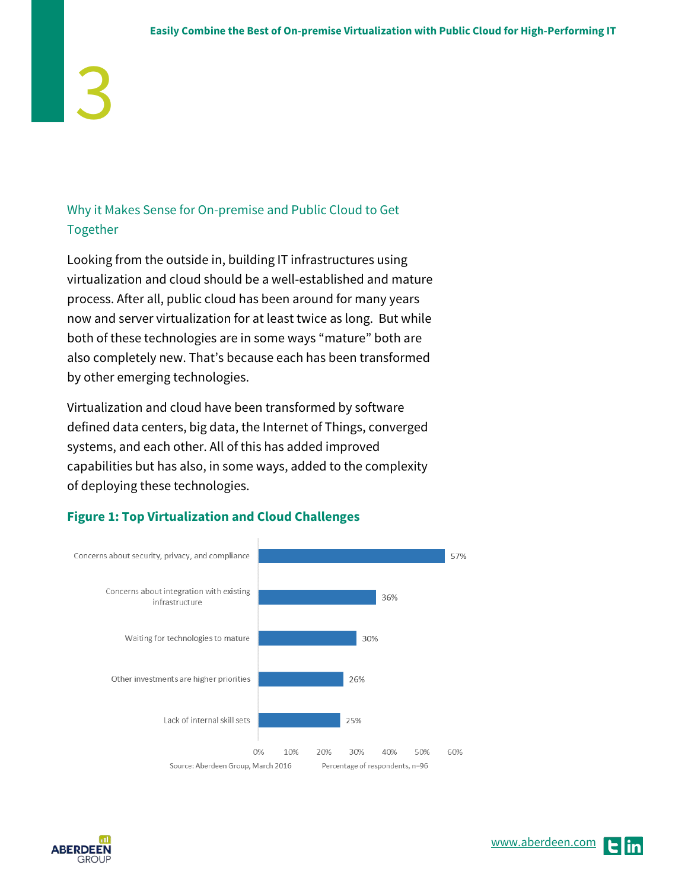# 3

## Why it Makes Sense for On-premise and Public Cloud to Get Together

Looking from the outside in, building IT infrastructures using virtualization and cloud should be a well-established and mature process. After all, public cloud has been around for many years now and server virtualization for at least twice as long. But while both of these technologies are in some ways "mature" both are also completely new. That's because each has been transformed by other emerging technologies.

Virtualization and cloud have been transformed by software defined data centers, big data, the Internet of Things, converged systems, and each other. All of this has added improved capabilities but has also, in some ways, added to the complexity of deploying these technologies.

**Figure 1: Top Virtualization and Cloud Challenges**

| Challenge | Percentage of respondents |
|---|---|
| Concerns about security, privacy, and compliance | 57% |
| Concerns about integration with existing infrastructure | 36% |
| Waiting for technologies to mature | 30% |
| Other investments are higher priorities | 26% |
| Lack of internal skill sets | 25% |

Source: Aberdeen Group, March 2016 — Percentage of respondents, n=96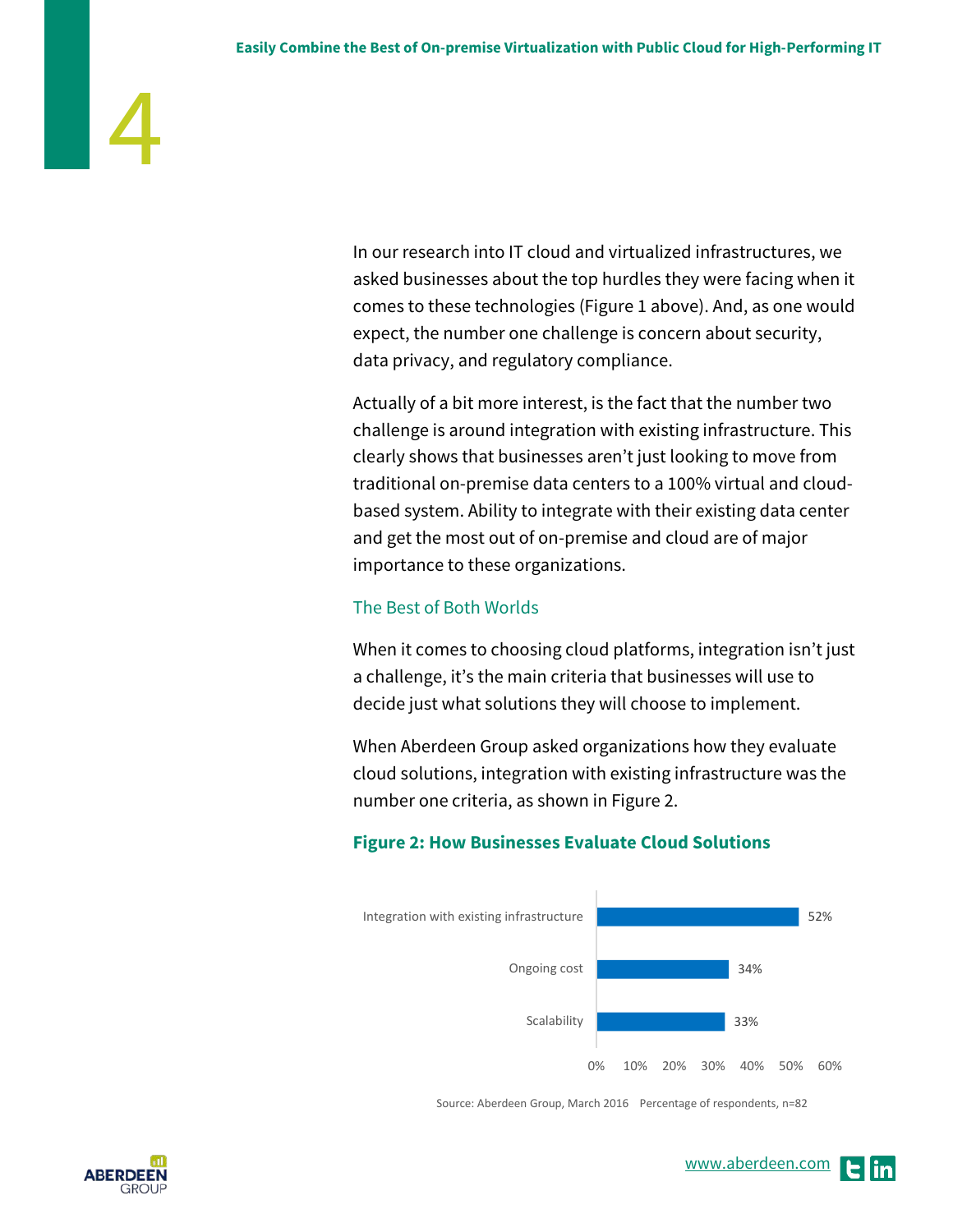In our research into IT cloud and virtualized infrastructures, we asked businesses about the top hurdles they were facing when it comes to these technologies (Figure 1 above). And, as one would expect, the number one challenge is concern about security, data privacy, and regulatory compliance.

Actually of a bit more interest, is the fact that the number two challenge is around integration with existing infrastructure. This clearly shows that businesses aren't just looking to move from traditional on-premise data centers to a 100% virtual and cloud-based system. Ability to integrate with their existing data center and get the most out of on-premise and cloud are of major importance to these organizations.

## The Best of Both Worlds

When it comes to choosing cloud platforms, integration isn't just a challenge, it's the main criteria that businesses will use to decide just what solutions they will choose to implement.

When Aberdeen Group asked organizations how they evaluate cloud solutions, integration with existing infrastructure was the number one criteria, as shown in Figure 2.

### Figure 2: How Businesses Evaluate Cloud Solutions

| Criteria | Percentage of respondents |
|---|---|
| Integration with existing infrastructure | 52% |
| Ongoing cost | 34% |
| Scalability | 33% |

Source: Aberdeen Group, March 2016 Percentage of respondents, n=82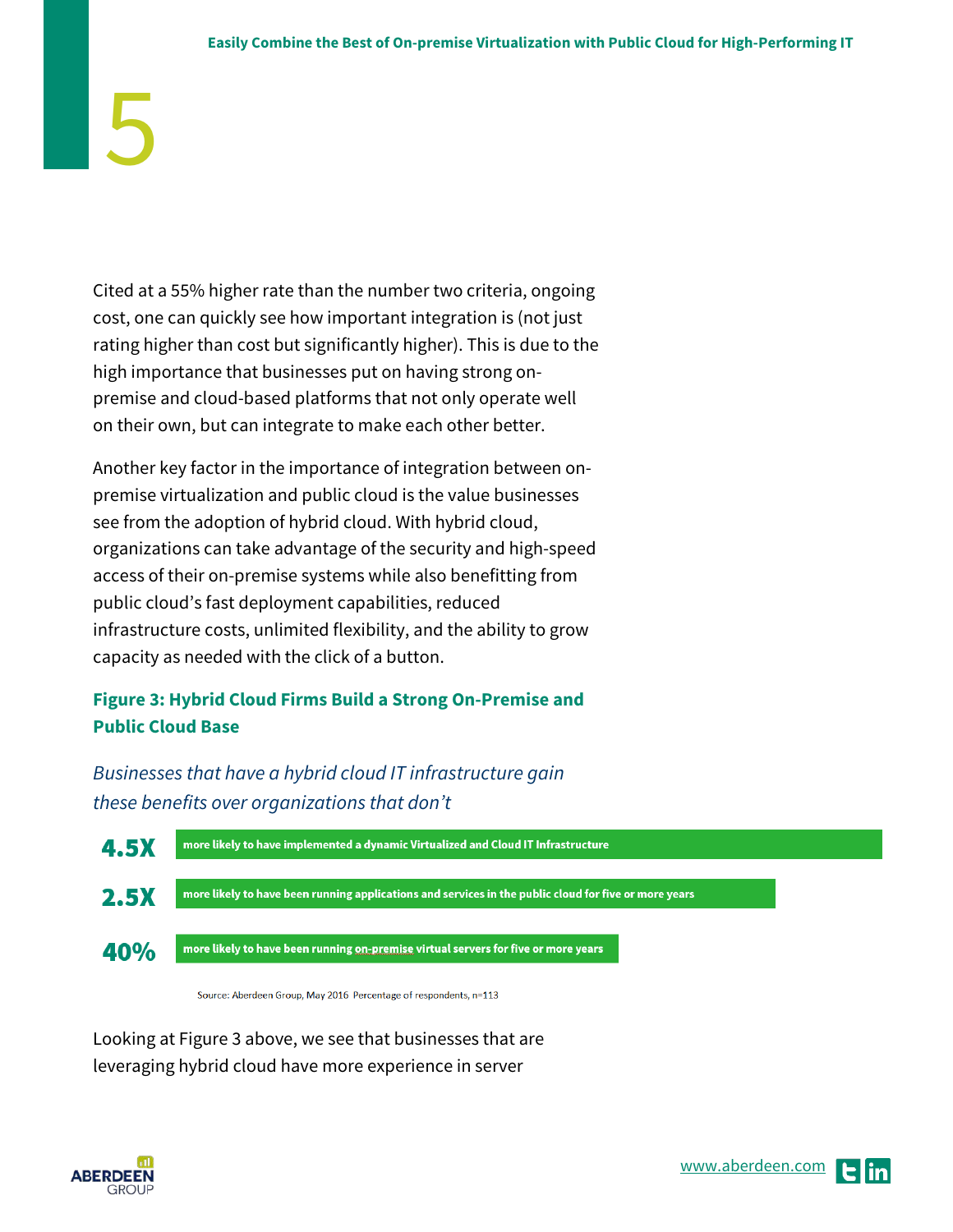Cited at a 55% higher rate than the number two criteria, ongoing cost, one can quickly see how important integration is (not just rating higher than cost but significantly higher). This is due to the high importance that businesses put on having strong on-premise and cloud-based platforms that not only operate well on their own, but can integrate to make each other better.

Another key factor in the importance of integration between on-premise virtualization and public cloud is the value businesses see from the adoption of hybrid cloud. With hybrid cloud, organizations can take advantage of the security and high-speed access of their on-premise systems while also benefitting from public cloud's fast deployment capabilities, reduced infrastructure costs, unlimited flexibility, and the ability to grow capacity as needed with the click of a button.

**Figure 3: Hybrid Cloud Firms Build a Strong On-Premise and Public Cloud Base**

*Businesses that have a hybrid cloud IT infrastructure gain these benefits over organizations that don't*

| | |
|---|---|
| **4.5X** | more likely to have implemented a dynamic Virtualized and Cloud IT Infrastructure |
| **2.5X** | more likely to have been running applications and services in the public cloud for five or more years |
| **40%** | more likely to have been running on-premise virtual servers for five or more years |

Source: Aberdeen Group, May 2016 Percentage of respondents, n=113

Looking at Figure 3 above, we see that businesses that are leveraging hybrid cloud have more experience in server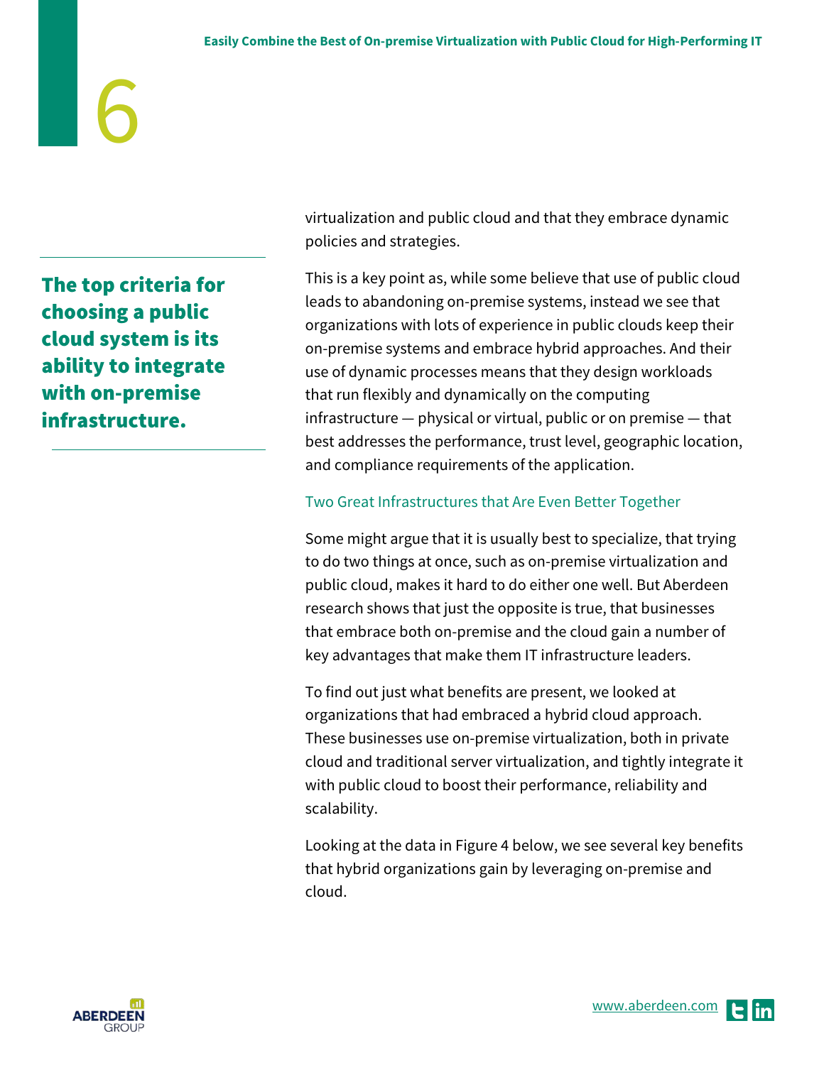**The top criteria for choosing a public cloud system is its ability to integrate with on-premise infrastructure.**

virtualization and public cloud and that they embrace dynamic policies and strategies.

This is a key point as, while some believe that use of public cloud leads to abandoning on-premise systems, instead we see that organizations with lots of experience in public clouds keep their on-premise systems and embrace hybrid approaches. And their use of dynamic processes means that they design workloads that run flexibly and dynamically on the computing infrastructure — physical or virtual, public or on premise — that best addresses the performance, trust level, geographic location, and compliance requirements of the application.

### Two Great Infrastructures that Are Even Better Together

Some might argue that it is usually best to specialize, that trying to do two things at once, such as on-premise virtualization and public cloud, makes it hard to do either one well. But Aberdeen research shows that just the opposite is true, that businesses that embrace both on-premise and the cloud gain a number of key advantages that make them IT infrastructure leaders.

To find out just what benefits are present, we looked at organizations that had embraced a hybrid cloud approach. These businesses use on-premise virtualization, both in private cloud and traditional server virtualization, and tightly integrate it with public cloud to boost their performance, reliability and scalability.

Looking at the data in Figure 4 below, we see several key benefits that hybrid organizations gain by leveraging on-premise and cloud.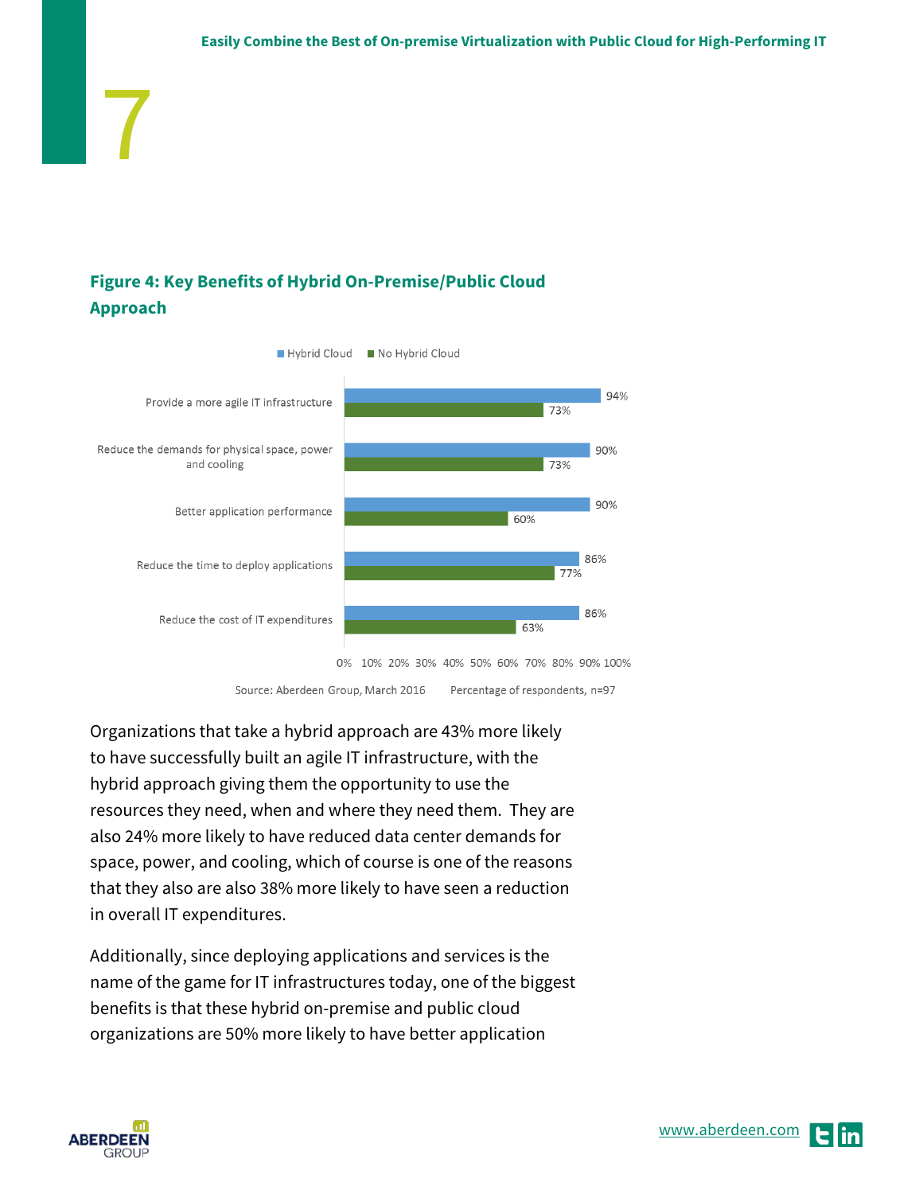**Figure 4: Key Benefits of Hybrid On-Premise/Public Cloud Approach**

| | Hybrid Cloud | No Hybrid Cloud |
|---|---|---|
| Provide a more agile IT infrastructure | 94% | 73% |
| Reduce the demands for physical space, power and cooling | 90% | 73% |
| Better application performance | 90% | 60% |
| Reduce the time to deploy applications | 86% | 77% |
| Reduce the cost of IT expenditures | 86% | 63% |

Source: Aberdeen Group, March 2016 Percentage of respondents, n=97

Organizations that take a hybrid approach are 43% more likely to have successfully built an agile IT infrastructure, with the hybrid approach giving them the opportunity to use the resources they need, when and where they need them. They are also 24% more likely to have reduced data center demands for space, power, and cooling, which of course is one of the reasons that they also are also 38% more likely to have seen a reduction in overall IT expenditures.

Additionally, since deploying applications and services is the name of the game for IT infrastructures today, one of the biggest benefits is that these hybrid on-premise and public cloud organizations are 50% more likely to have better application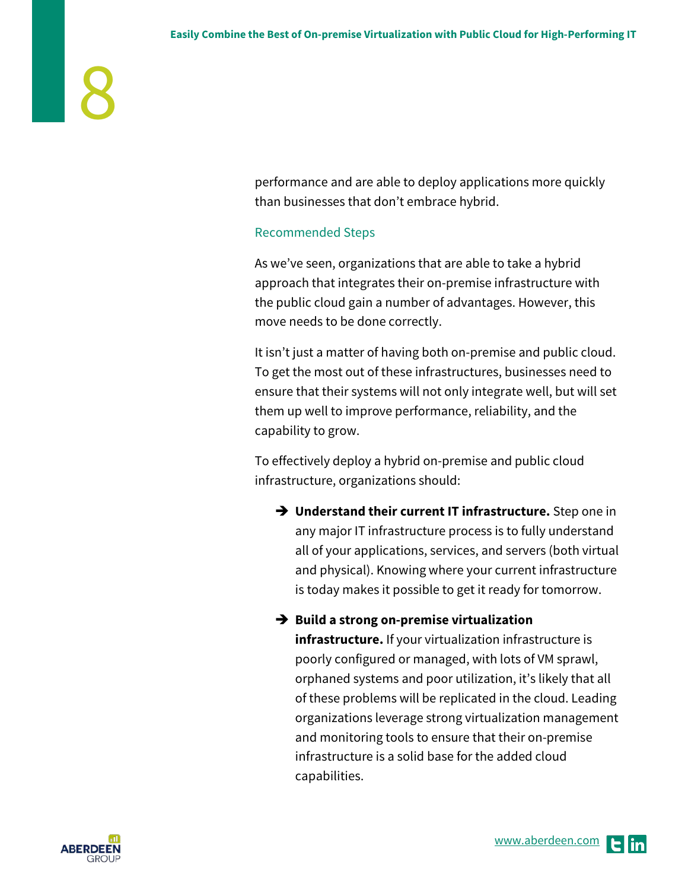performance and are able to deploy applications more quickly than businesses that don't embrace hybrid.

## Recommended Steps

As we've seen, organizations that are able to take a hybrid approach that integrates their on-premise infrastructure with the public cloud gain a number of advantages. However, this move needs to be done correctly.

It isn't just a matter of having both on-premise and public cloud. To get the most out of these infrastructures, businesses need to ensure that their systems will not only integrate well, but will set them up well to improve performance, reliability, and the capability to grow.

To effectively deploy a hybrid on-premise and public cloud infrastructure, organizations should:

- **Understand their current IT infrastructure.** Step one in any major IT infrastructure process is to fully understand all of your applications, services, and servers (both virtual and physical). Knowing where your current infrastructure is today makes it possible to get it ready for tomorrow.

- **Build a strong on-premise virtualization infrastructure.** If your virtualization infrastructure is poorly configured or managed, with lots of VM sprawl, orphaned systems and poor utilization, it's likely that all of these problems will be replicated in the cloud. Leading organizations leverage strong virtualization management and monitoring tools to ensure that their on-premise infrastructure is a solid base for the added cloud capabilities.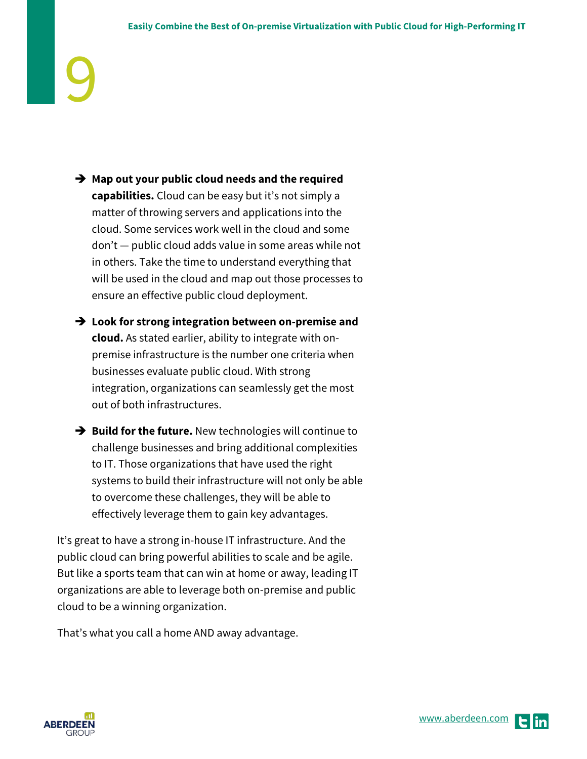- **Map out your public cloud needs and the required capabilities.** Cloud can be easy but it's not simply a matter of throwing servers and applications into the cloud. Some services work well in the cloud and some don't — public cloud adds value in some areas while not in others. Take the time to understand everything that will be used in the cloud and map out those processes to ensure an effective public cloud deployment.

- **Look for strong integration between on-premise and cloud.** As stated earlier, ability to integrate with on-premise infrastructure is the number one criteria when businesses evaluate public cloud. With strong integration, organizations can seamlessly get the most out of both infrastructures.

- **Build for the future.** New technologies will continue to challenge businesses and bring additional complexities to IT. Those organizations that have used the right systems to build their infrastructure will not only be able to overcome these challenges, they will be able to effectively leverage them to gain key advantages.

It's great to have a strong in-house IT infrastructure. And the public cloud can bring powerful abilities to scale and be agile. But like a sports team that can win at home or away, leading IT organizations are able to leverage both on-premise and public cloud to be a winning organization.

That's what you call a home AND away advantage.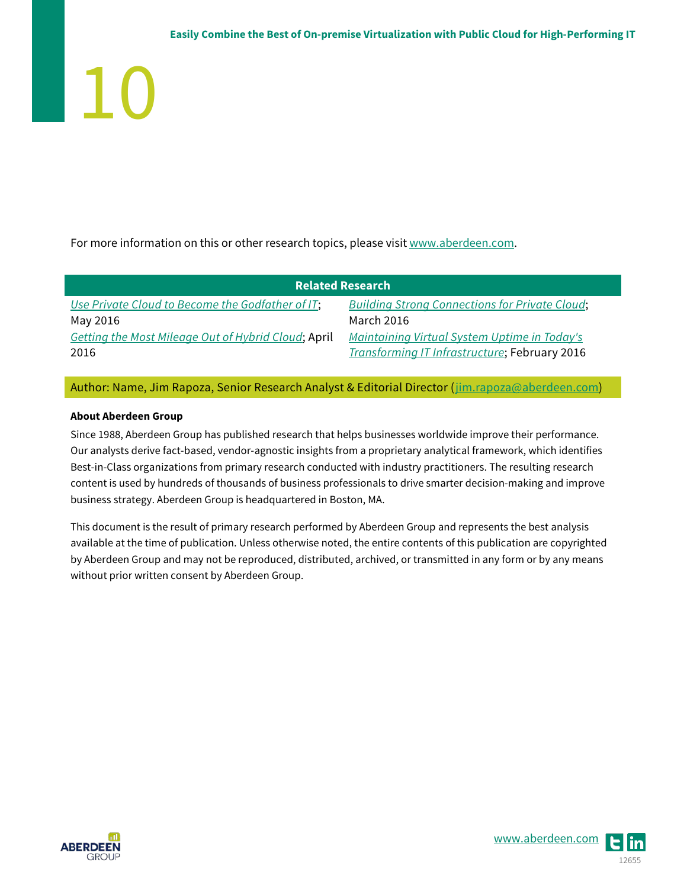For more information on this or other research topics, please visit www.aberdeen.com.

| Related Research | |
|---|---|
| *Use Private Cloud to Become the Godfather of IT*; May 2016 | *Building Strong Connections for Private Cloud*; March 2016 |
| *Getting the Most Mileage Out of Hybrid Cloud*; April 2016 | *Maintaining Virtual System Uptime in Today's Transforming IT Infrastructure*; February 2016 |

Author: Name, Jim Rapoza, Senior Research Analyst & Editorial Director (jim.rapoza@aberdeen.com)

**About Aberdeen Group**

Since 1988, Aberdeen Group has published research that helps businesses worldwide improve their performance. Our analysts derive fact-based, vendor-agnostic insights from a proprietary analytical framework, which identifies Best-in-Class organizations from primary research conducted with industry practitioners. The resulting research content is used by hundreds of thousands of business professionals to drive smarter decision-making and improve business strategy. Aberdeen Group is headquartered in Boston, MA.

This document is the result of primary research performed by Aberdeen Group and represents the best analysis available at the time of publication. Unless otherwise noted, the entire contents of this publication are copyrighted by Aberdeen Group and may not be reproduced, distributed, archived, or transmitted in any form or by any means without prior written consent by Aberdeen Group.

12655